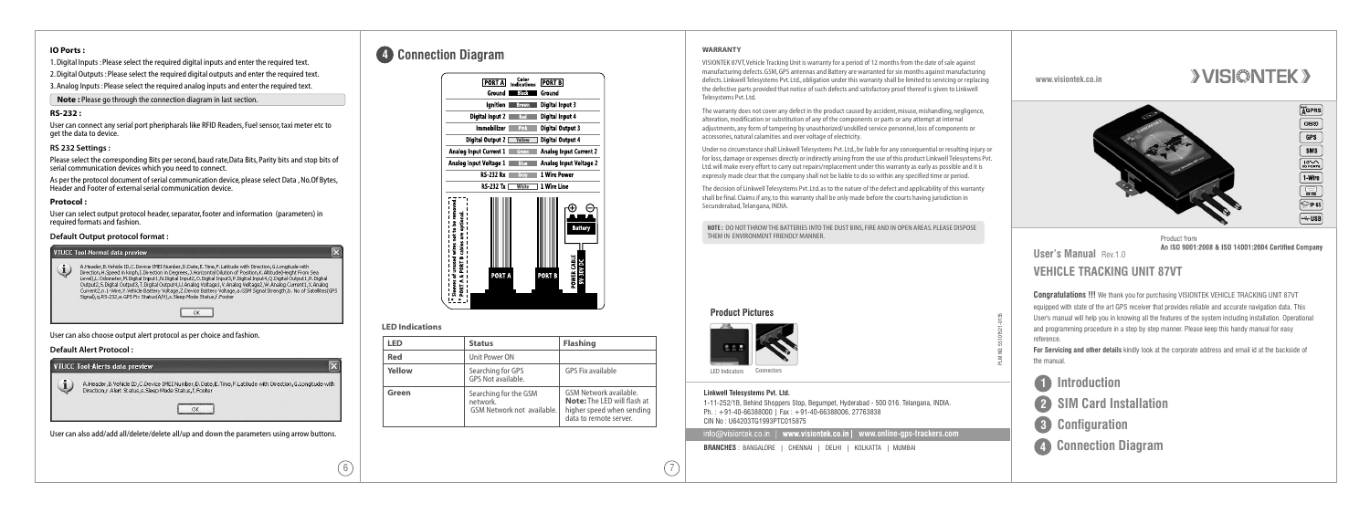## IO Ports :

1. Digital Inputs : Please select the required digital inputs and enter the required text.
2. Digital Outputs : Please select the required digital outputs and enter the required text.
3. Analog Inputs : Please select the required analog inputs and enter the required text.

**Note :** Please go through the connection diagram in last section.

### RS-232 :

User can connect any serial port peripharals like RFID Readers, Fuel sensor, taxi meter etc to get the data to device.

### RS 232 Settings :

Please select the corresponding Bits per second, baud rate,Data Bits, Parity bits and stop bits of serial communication devices which you need to connect.

As per the protocol document of serial communication device, please select Data , No.Of Bytes, Header and Footer of external serial communication device.

### Protocol :

User can select output protocol header, separator, footer and information (parameters) in required formats and fashion.

### Default Output protocol format :

**VTUCC Tool-Normal data preview**

A.Header, B.Vehicle ID, C.Device IMEI Number, D.Date, E.Time, F.Latitude with Direction, G.Longitude with Direction, H.Speed in kmph, I.Direction in Degrees, J.Horizontal Dilution of Position, K.Altitude(Height From Sea Level), L.Odometer, M.Digital Input1, N.Digital Input2, O.Digital Input3, P.Digital Input4, Q.Digital Output1, R.Digital Output2, S.Digital Output3, T.Digital Output4, U.Analog Voltage1, V.Analog Voltage2, W.Analog Current1, X.Analog Current2, n.1-Wire, Y.Vehicle Battery Voltage, Z.Device Battery Voltage, a.GSM Signal Strength, b. No of Satellites(GPS Signal), q.RS-232, e.GPS Fix Status(A/V), s.Sleep Mode Status, f.Footer

OK

User can also choose output alert protocol as per choice and fashion.

### Default Alert Protocol :

**VTUCC Tool-Alerts data preview**

A.Header, B.Vehicle ID, C.Device IMEI Number, D.Date, E.Time, F.Latitude with Direction, G.Longitude with Direction, r. Alert Status, s.Sleep Mode Status, f.Footer

OK

User can also add/add all/delete/delete all/up and down the parameters using arrow buttons.

## 4 Connection Diagram

| PORT A | Color Indications | PORT B |
|---|---|---|
| Ground | Black | Ground |
| Ignition | Brown | Digital Input 3 |
| Digital Input 2 | Red | Digital Input 4 |
| Immobilizer | Pink | Digital Output 3 |
| Digital Output 2 | Yellow | Digital Output 4 |
| Analog Input Current 1 | Green | Analog Input Current 2 |
| Analog Input Voltage 1 | Blue | Analog Input Voltage 2 |
| RS-232 Rx | Grey | 1 Wire Power |
| RS-232 Tx | White | 1 Wire Line |

Sleeve of unused wires not to be removed. PORT A & PORT B cables are optional.

PORT A, PORT B, POWER CABLE 9V-30V DC, Battery

### LED Indications

| LED | Status | Flashing |
|---|---|---|
| Red | Unit Power ON | |
| Yellow | Searching for GPS<br>GPS Not available. | GPS Fix available |
| Green | Searching for the GSM network.<br>GSM Network not available. | GSM Network available.<br>**Note:** The LED will flash at higher speed when sending data to remote server. |

### WARRANTY

VISIONTEK 87VT, Vehicle Tracking Unit is warranty for a period of 12 months from the date of sale against manufacturing defects. GSM, GPS antennas and Battery are warranted for six months against manufacturing defects. Linkwell Telesystems Pvt. Ltd., obligation under this warranty shall be limited to servicing or replacing the defective parts provided that notice of such defects and satisfactory proof thereof is given to Linkwell Telesystems Pvt. Ltd.

The warranty does not cover any defect in the product caused by accident, misuse, mishandling, negligence, alteration, modification or substitution of any of the components or parts or any attempt at internal adjustments, any form of tampering by unauthorized/unskilled service personnel, loss of components or accessories, natural calamities and over voltage of electricity.

Under no circumstance shall Linkwell Telesystems Pvt. Ltd., be liable for any consequential or resulting injury or for loss, damage or expenses directly or indirectly arising from the use of this product Linkwell Telesystems Pvt. Ltd. will make every effort to carry out repairs/replacement under this warranty as early as possible and it is expressly made clear that the company shall not be liable to do so within any specified time or period.

The decision of Linkwell Telesystems Pvt. Ltd. as to the nature of the defect and applicability of this warranty shall be final. Claims if any, to this warranty shall be only made before the courts having jurisdiction in Secunderabad, Telangana, INDIA.

**NOTE :** DO NOT THROW THE BATTERIES INTO THE DUST BINS, FIRE AND IN OPEN AREAS. PLEASE DISPOSE THEM IN ENVIRONMENT FRIENDLY MANNER.

### Product Pictures

LED Indicators    Connectors

PLM NO: 551015Z1-013b

**Linkwell Telesystems Pvt. Ltd.**

1-11-252/1B, Behind Shoppers Stop, Begumpet, Hyderabad - 500 016. Telangana, INDIA.
Ph. : +91-40-66388000 | Fax : +91-40-66388006, 27763838
CIN No : U64203TG1993PTC015875

info@visiontek.co.in | www.visiontek.co.in | www.online-gps-trackers.com

**BRANCHES** : BANGALORE | CHENNAI | DELHI | KOLKATTA | MUMBAI

www.visiontek.co.in

# VISIONTEK

GPRS, OBD, GPS, SMS, I/O PORTS, 1-Wire, RS 232, IP 65, USB

Product from
**An ISO 9001:2008 & ISO 14001:2004 Certified Company**

**User's Manual** Rev.1.0

# VEHICLE TRACKING UNIT 87VT

**Congratulations !!!** We thank you for purchasing VISIONTEK VEHICLE TRACKING UNIT 87VT equipped with state of the art GPS receiver that provides reliable and accurate navigation data. This User's manual will help you in knowing all the features of the system including installation. Operational and programming procedure in a step by step manner. Please keep this handy manual for easy reference.

**For Servicing and other details** kindly look at the corporate address and email id at the backside of the manual.

1. Introduction
2. SIM Card Installation
3. Configuration
4. Connection Diagram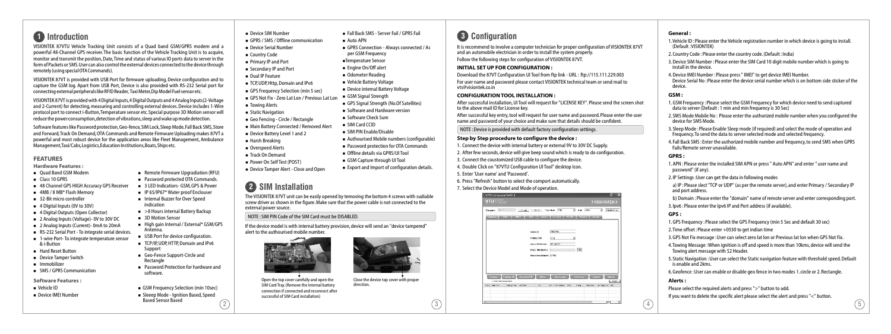## 1 Introduction

VISIONTEK 87VTU Vehicle Tracking Unit consists of a Quad band GSM/GPRS modem and a powerful 48-Channel GPS receiver. The basic function of the Vehicle Tracking Unit is to acquire, monitor and transmit the position, Date, Time and status of various IO ports data to server in the form of Packets or SMS. User can also control the external devices connected to the device through remotely (using special OTA Commands).

VISIONTEK 87VT is provided with USB Port for firmware uploading, Device configuration and to capture the GSM log. Apart from USB Port, Device is also provided with RS-232 Serial port for connecting external peripherals like RFID Reader, Taxi Meter, Dip Model Fuel sensor etc.

VISIONTEK 87VT is provided with 4 Digital Inputs, 4 Digital Outputs and 4 Analog Inputs (2-Voltage and 2-Current) for detecting, measuring and controlling external devices. Device includes 1-Wire protocol port to connect i-Button, Temperature sensor etc. Special purpose 3D Motion sensor will reduce the power consumption, detection of vibrations, sleep and wake up mode detection.

Software features like Password protection, Geo-fence, SIM Lock, Sleep Mode, Fall Back SMS, Store and Forward, Track On Demand, OTA Commands and Remote Firmware Uploading makes 87VT a powerful and most robust device for the application areas like Fleet Management, Ambulance Management, Taxi/Cabs, Logistics, Education Institutions, Boats, Ships etc.

### FEATURES

**Hardware Features :**

- Quad Band GSM Modem
- Class 10 GPRS
- 48 Channel GPS HIGH Accuracy GPS Receiver
- 4MB / 8 MB* Flash Memory
- 32-Bit micro controller
- 4 Digital Inputs (0V to 30V)
- 4 Digital Outputs (Open Collector)
- 2 Analog Inputs (Voltage)- 0V to 30V DC
- 2 Analog Inputs (Current)- 0mA to 20mA
- RS-232 Serial Port - To integrate serial devices.
- 1-wire Port- To integrate temperature sensor & i-Button
- Hard Reset Button
- Device Tamper Switch
- Immobilizer
- SMS / GPRS Communication
- Remote Firmware Upgradiation (RFU)
- Password protected OTA Commands.
- 3 LED Indicators- GSM, GPS & Power
- IP 65/IP67* Water proof Enclouser
- Internal Buzzer for Over Speed indication
- >8 Hours internal Battery Backup
- 3D Motion Sensor
- High gain Internal / External* GSM/GPS Antenna.
- USB Port for device configuration.
- TCP/IP, UDP, HTTP, Domain and IPv6 Support
- Geo-Fence Support-Circle and Rectangle
- Password Protection for hardware and software.

**Software Features :**

- Vehicle ID
- Device IMEI Number
- GSM Frequency Selection (min 10sec)
- Sleeep Mode - Ignition Based, Speed Based Sensor Based
- Device SIM Number
- GPRS / SMS / Offline communication
- Device Serial Number
- Country Code
- Primary IP and Port
- Secondary IP and Port
- Dual IP Feature
- TCP, UDP, Http, Domain and IPv6
- GPS Frequency Selection (min 5 sec)
- GPS Not Fix - Zero Lat Lon / Previous Lat Lon
- Towing Alerts
- Static Navigation
- Geo Fencing - Circle / Rectangle
- Main Battery Connected / Removed Alert
- Device Battery Level 1 and 2
- Harsh Breaking
- Overspeed Alerts
- Track On Demand
- Power On Self Test (POST)
- Device Tamper Alert - Close and Open
- Fall Back SMS - Server Fail / GPRS Fail
- Auto APN
- GPRS Connection - Always connected / As per GSM Frequency
- Temperature Sensor
- Engine On/Off alert
- Odometer Reading
- Vehicle Battery Voltage
- Device internal Battery Voltage
- GSM Signal Strength
- GPS Signal Strength (No.Of Satellites)
- Software and Hardware version
- Software Check Sum
- SIM Card CCID
- SIM PIN Enable/Disable
- Authourised Mobile numbers (configurable)
- Password protection for OTA Commands
- Offline details via GPRS/UI Tool
- GSM Capture through UI Tool
- Export and Import of configuration details.

## 2 SIM Installation

The VISIONTEK 87VTU unit can be easily opened by temoving the bottom 4 screws with sudiable screw driver as shown in the figure. Make sure that the power cable is not connected to the external power source.

NOTE : SIM PIN Code of the SIM Card must be DISABLED.

If the device model is with internal battery provision, device will send an "device tampered" alert to the authourised mobile number.

Open the top cover carefully and open the SIM Card Tray. (Remove the internal battery connection if connected and reconnect after successful of SIM Card installation)

Close the device top cover with proper direction.

## 3 Configuration

It is recommend to involve a computer technician for proper configuration of VISIONTEK 87VT and an automobile electrician in order to install the system properly.
Follow the following steps for configuration of VISIONTEK 87VT.

### INITIAL SET UP FOR CONFIGURATION :

Download the 87VT Configuration UI Tool from ftp link - URL : ftp://115.111.229.003
For user name and password please contact VISIONTEK technical team or send mail to vts@visiontek.co.in

### CONFIGURATION TOOL INSTALLATION :

After successful installation, UI Tool will request for "LICENSE KEY". Please send the screen shot to the above mail ID for License key.

After successful key entry, tool will request for user name and password. Please enter the user name and password of your choice and make sure that details should be confident.

NOTE : Device is provided with default factory configuration settings.

### Step by Step procedure to configure the device :

1. Connect the device with internal battery or external 9V to 30V DC Supply.
2. After few seconds, device will give beep sound which is ready to do configuration.
3. Connect the coustomized USB cable to configure the device.
4. Double Click on "87VTU Configuration UI Tool" desktop Icon.
5. Enter 'User name' and 'Password'.
6. Press "Refresh" button to select the comport automatically.
7. Select the Device Model and Mode of operation.

### General :

1. Vehicle ID : Please enter the Vehicle registration number in which device is going to install. (Default : VISIONTEK)
2. Country Code : Please enter the country code. (Default : India)
3. Device SIM Number : Please enter the SIM Card 10 digit mobile number which is going to install in the device.
4. Device IMEI Number : Please press " IMEI" to get device IMEI Number.
   Device Serial No : Please enter the device serial number which is on bottom side sticker of the device.

### GSM :

1. GSM Frequency : Please select the GSM Frequency for which device need to send captured data to server (Default : 1 min and min frequency is 30 Sec)
2. SMS Mode Mobile No : Please enter the authorized mobile number when you configured the device for SMS Mode.
3. Sleep Mode : Please Enable Sleep mode (if required) and select the mode of operation and Frequency. To send the data to server selected mode and selected frequency.
4. Fall Back SMS : Enter the authorized mobile number and frequency, to send SMS when GPRS Fails/Remote server unavailable.

### GPRS :

1. APN : Please enter the installed SIM APN or press " Auto APN" and enter " user name and password" (if any).
2. IP Settings :User can get the data in following modes
   a) IP : Please slect "TCP or UDP" (as per the remote server), and enter Primary / Secondary IP and port address.
   b) Domain : Please enter the "domain" name of remote server and enter corresponding port.
3. Ipv6 : Please enter the Ipv6 IP and Port address (if available).

### GPS :

1. GPS Frequency : Please select the GPS Frequency (min 5 Sec and default 30 sec)
2. Time offset : Please enter +0530 to get indian time
3. GPS Not Fix message : User can select zero lat lon or Previous lat lon when GPS Not Fix.
4. Towing Message : When ignition is off and speed is more than 10kms, device will send the Towing alert message with $2 Header.
5. Static Navigation : User can select the Static navigation feature with threshold speed. Default is enable and 2kms.
6. Geofence : User can enable or disable geo fence in two modes 1. circle or 2. Rectangle.

### Alerts :

Please select the required alerts and press ">" button to add.
If you want to delete the specific alert please select the alert and press "<" button.